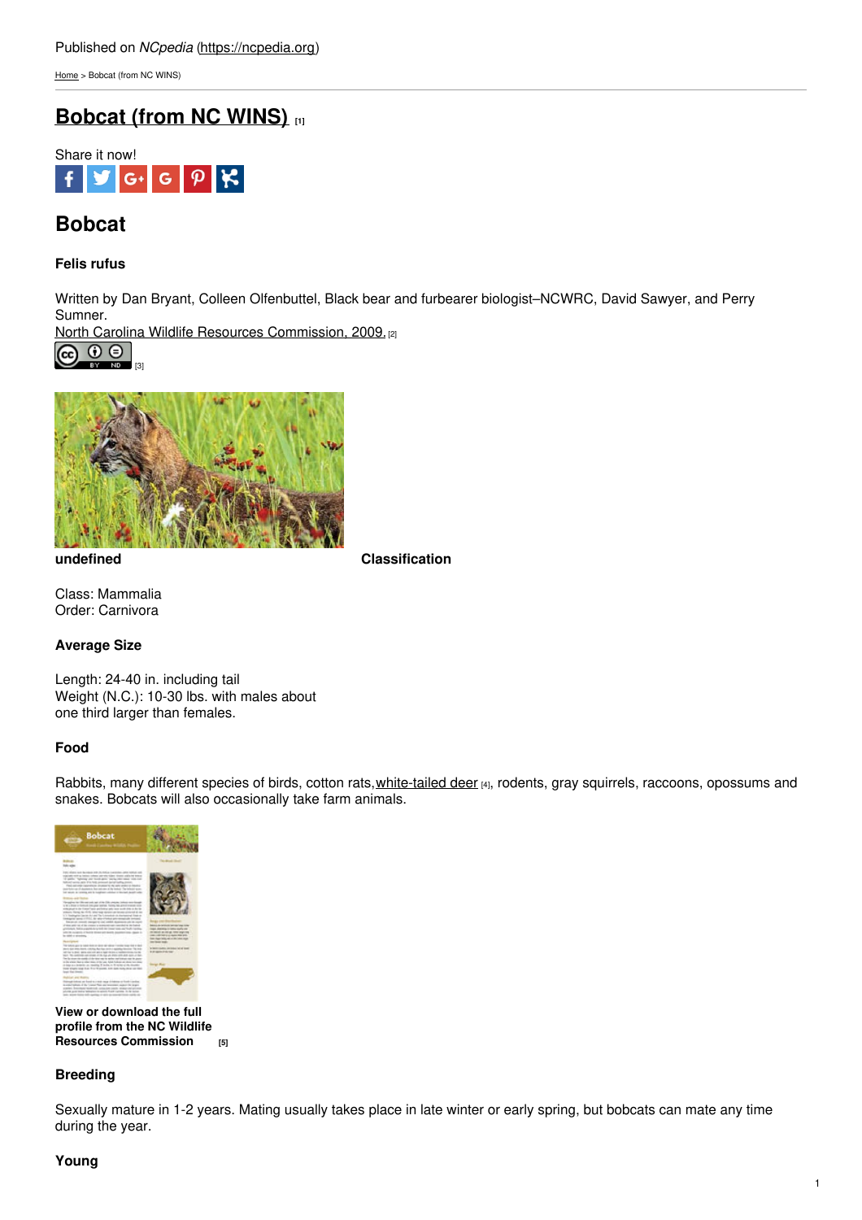Published on *NCpedia* (https://ncpedia.org)

Home > Bobcat (from NC WINS)

# Bobcat (from NC WINS) [1]

Share it now!

## Bobcat

### Felis rufus

Written by Dan Bryant, Colleen Olfenbuttel, Black bear and furbearer biologist–NCWRC, David Sawyer, and Perry Sumner.

North Carolina Wildlife Resources Commission, 2009. [2]

[3]

**undefined**

### Classification

Class: Mammalia
Order: Carnivora

### Average Size

Length: 24-40 in. including tail
Weight (N.C.): 10-30 lbs. with males about one third larger than females.

### Food

Rabbits, many different species of birds, cotton rats, white-tailed deer [4], rodents, gray squirrels, raccoons, opossums and snakes. Bobcats will also occasionally take farm animals.

**View or download the full profile from the NC Wildlife Resources Commission** [5]

### Breeding

Sexually mature in 1-2 years. Mating usually takes place in late winter or early spring, but bobcats can mate any time during the year.

### Young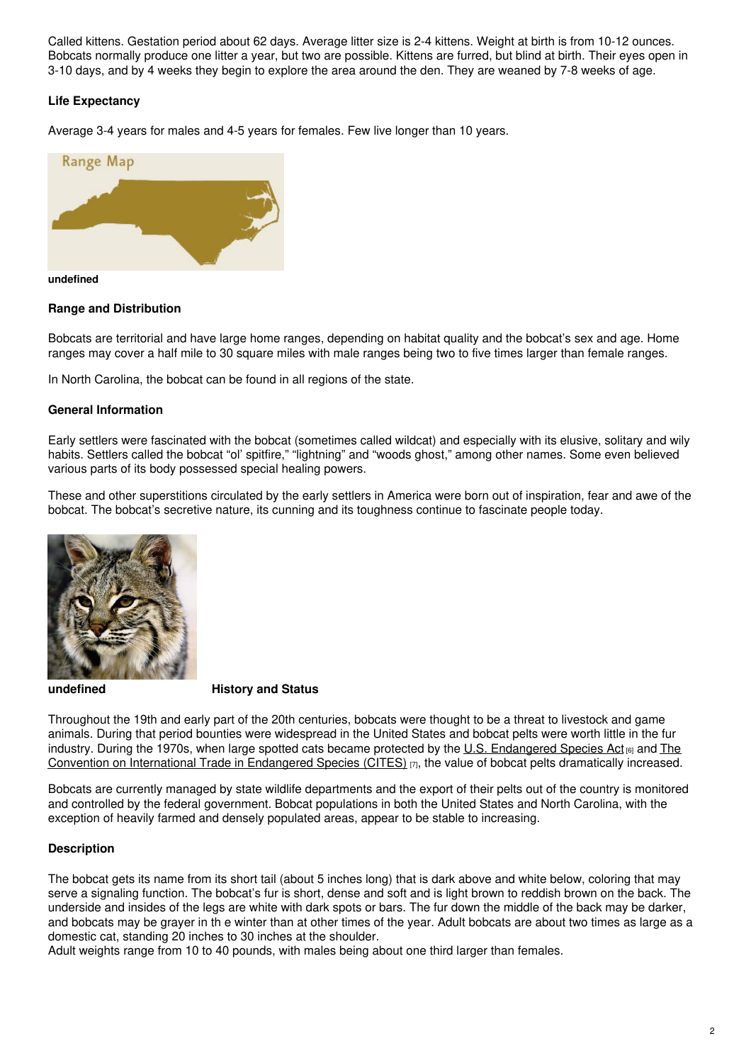Called kittens. Gestation period about 62 days. Average litter size is 2-4 kittens. Weight at birth is from 10-12 ounces. Bobcats normally produce one litter a year, but two are possible. Kittens are furred, but blind at birth. Their eyes open in 3-10 days, and by 4 weeks they begin to explore the area around the den. They are weaned by 7-8 weeks of age.

### Life Expectancy

Average 3-4 years for males and 4-5 years for females. Few live longer than 10 years.

**undefined**

### Range and Distribution

Bobcats are territorial and have large home ranges, depending on habitat quality and the bobcat's sex and age. Home ranges may cover a half mile to 30 square miles with male ranges being two to five times larger than female ranges.

In North Carolina, the bobcat can be found in all regions of the state.

### General Information

Early settlers were fascinated with the bobcat (sometimes called wildcat) and especially with its elusive, solitary and wily habits. Settlers called the bobcat "ol' spitfire," "lightning" and "woods ghost," among other names. Some even believed various parts of its body possessed special healing powers.

These and other superstitions circulated by the early settlers in America were born out of inspiration, fear and awe of the bobcat. The bobcat's secretive nature, its cunning and its toughness continue to fascinate people today.

**undefined**

### History and Status

Throughout the 19th and early part of the 20th centuries, bobcats were thought to be a threat to livestock and game animals. During that period bounties were widespread in the United States and bobcat pelts were worth little in the fur industry. During the 1970s, when large spotted cats became protected by the U.S. Endangered Species Act [6] and The Convention on International Trade in Endangered Species (CITES) [7], the value of bobcat pelts dramatically increased.

Bobcats are currently managed by state wildlife departments and the export of their pelts out of the country is monitored and controlled by the federal government. Bobcat populations in both the United States and North Carolina, with the exception of heavily farmed and densely populated areas, appear to be stable to increasing.

### Description

The bobcat gets its name from its short tail (about 5 inches long) that is dark above and white below, coloring that may serve a signaling function. The bobcat's fur is short, dense and soft and is light brown to reddish brown on the back. The underside and insides of the legs are white with dark spots or bars. The fur down the middle of the back may be darker, and bobcats may be grayer in th e winter than at other times of the year. Adult bobcats are about two times as large as a domestic cat, standing 20 inches to 30 inches at the shoulder.
Adult weights range from 10 to 40 pounds, with males being about one third larger than females.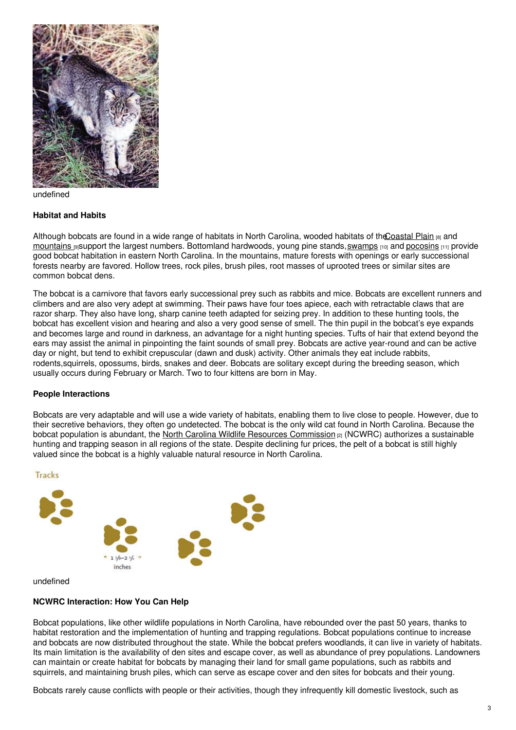undefined

**Habitat and Habits**

Although bobcats are found in a wide range of habitats in North Carolina, wooded habitats of the Coastal Plain [8] and mountains [9] support the largest numbers. Bottomland hardwoods, young pine stands, swamps [10] and pocosins [11] provide good bobcat habitation in eastern North Carolina. In the mountains, mature forests with openings or early successional forests nearby are favored. Hollow trees, rock piles, brush piles, root masses of uprooted trees or similar sites are common bobcat dens.

The bobcat is a carnivore that favors early successional prey such as rabbits and mice. Bobcats are excellent runners and climbers and are also very adept at swimming. Their paws have four toes apiece, each with retractable claws that are razor sharp. They also have long, sharp canine teeth adapted for seizing prey. In addition to these hunting tools, the bobcat has excellent vision and hearing and also a very good sense of smell. The thin pupil in the bobcat's eye expands and becomes large and round in darkness, an advantage for a night hunting species. Tufts of hair that extend beyond the ears may assist the animal in pinpointing the faint sounds of small prey. Bobcats are active year-round and can be active day or night, but tend to exhibit crepuscular (dawn and dusk) activity. Other animals they eat include rabbits, rodents,squirrels, opossums, birds, snakes and deer. Bobcats are solitary except during the breeding season, which usually occurs during February or March. Two to four kittens are born in May.

**People Interactions**

Bobcats are very adaptable and will use a wide variety of habitats, enabling them to live close to people. However, due to their secretive behaviors, they often go undetected. The bobcat is the only wild cat found in North Carolina. Because the bobcat population is abundant, the North Carolina Wildlife Resources Commission [2] (NCWRC) authorizes a sustainable hunting and trapping season in all regions of the state. Despite declining fur prices, the pelt of a bobcat is still highly valued since the bobcat is a highly valuable natural resource in North Carolina.

Tracks

1 1/2–2 1/2 inches

undefined

**NCWRC Interaction: How You Can Help**

Bobcat populations, like other wildlife populations in North Carolina, have rebounded over the past 50 years, thanks to habitat restoration and the implementation of hunting and trapping regulations. Bobcat populations continue to increase and bobcats are now distributed throughout the state. While the bobcat prefers woodlands, it can live in variety of habitats. Its main limitation is the availability of den sites and escape cover, as well as abundance of prey populations. Landowners can maintain or create habitat for bobcats by managing their land for small game populations, such as rabbits and squirrels, and maintaining brush piles, which can serve as escape cover and den sites for bobcats and their young.

Bobcats rarely cause conflicts with people or their activities, though they infrequently kill domestic livestock, such as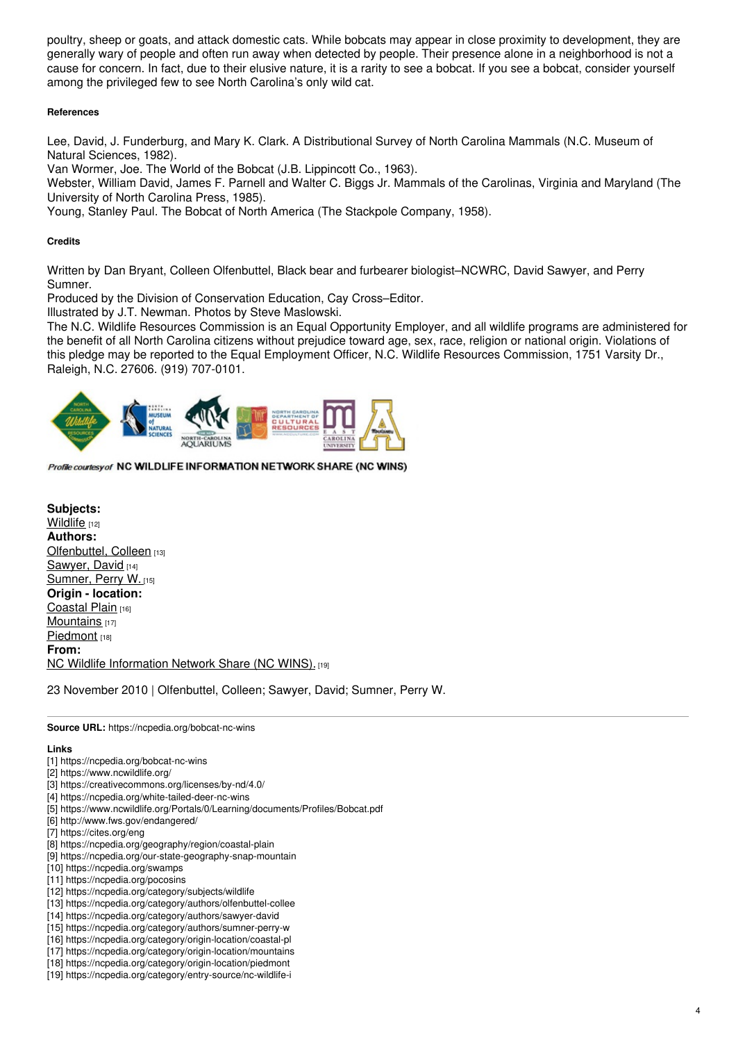poultry, sheep or goats, and attack domestic cats. While bobcats may appear in close proximity to development, they are generally wary of people and often run away when detected by people. Their presence alone in a neighborhood is not a cause for concern. In fact, due to their elusive nature, it is a rarity to see a bobcat. If you see a bobcat, consider yourself among the privileged few to see North Carolina's only wild cat.

#### References

Lee, David, J. Funderburg, and Mary K. Clark. A Distributional Survey of North Carolina Mammals (N.C. Museum of Natural Sciences, 1982).
Van Wormer, Joe. The World of the Bobcat (J.B. Lippincott Co., 1963).
Webster, William David, James F. Parnell and Walter C. Biggs Jr. Mammals of the Carolinas, Virginia and Maryland (The University of North Carolina Press, 1985).
Young, Stanley Paul. The Bobcat of North America (The Stackpole Company, 1958).

#### Credits

Written by Dan Bryant, Colleen Olfenbuttel, Black bear and furbearer biologist–NCWRC, David Sawyer, and Perry Sumner.
Produced by the Division of Conservation Education, Cay Cross–Editor.
Illustrated by J.T. Newman. Photos by Steve Maslowski.
The N.C. Wildlife Resources Commission is an Equal Opportunity Employer, and all wildlife programs are administered for the benefit of all North Carolina citizens without prejudice toward age, sex, race, religion or national origin. Violations of this pledge may be reported to the Equal Employment Officer, N.C. Wildlife Resources Commission, 1751 Varsity Dr., Raleigh, N.C. 27606. (919) 707-0101.

*Profile courtesy of* **NC WILDLIFE INFORMATION NETWORK SHARE (NC WINS)**

**Subjects:**
Wildlife [12]
**Authors:**
Olfenbuttel, Colleen [13]
Sawyer, David [14]
Sumner, Perry W. [15]
**Origin - location:**
Coastal Plain [16]
Mountains [17]
Piedmont [18]
**From:**
NC Wildlife Information Network Share (NC WINS). [19]

23 November 2010 | Olfenbuttel, Colleen; Sawyer, David; Sumner, Perry W.

---

**Source URL:** https://ncpedia.org/bobcat-nc-wins

**Links**
[1] https://ncpedia.org/bobcat-nc-wins
[2] https://www.ncwildlife.org/
[3] https://creativecommons.org/licenses/by-nd/4.0/
[4] https://ncpedia.org/white-tailed-deer-nc-wins
[5] https://www.ncwildlife.org/Portals/0/Learning/documents/Profiles/Bobcat.pdf
[6] http://www.fws.gov/endangered/
[7] https://cites.org/eng
[8] https://ncpedia.org/geography/region/coastal-plain
[9] https://ncpedia.org/our-state-geography-snap-mountain
[10] https://ncpedia.org/swamps
[11] https://ncpedia.org/pocosins
[12] https://ncpedia.org/category/subjects/wildlife
[13] https://ncpedia.org/category/authors/olfenbuttel-collee
[14] https://ncpedia.org/category/authors/sawyer-david
[15] https://ncpedia.org/category/authors/sumner-perry-w
[16] https://ncpedia.org/category/origin-location/coastal-pl
[17] https://ncpedia.org/category/origin-location/mountains
[18] https://ncpedia.org/category/origin-location/piedmont
[19] https://ncpedia.org/category/entry-source/nc-wildlife-i